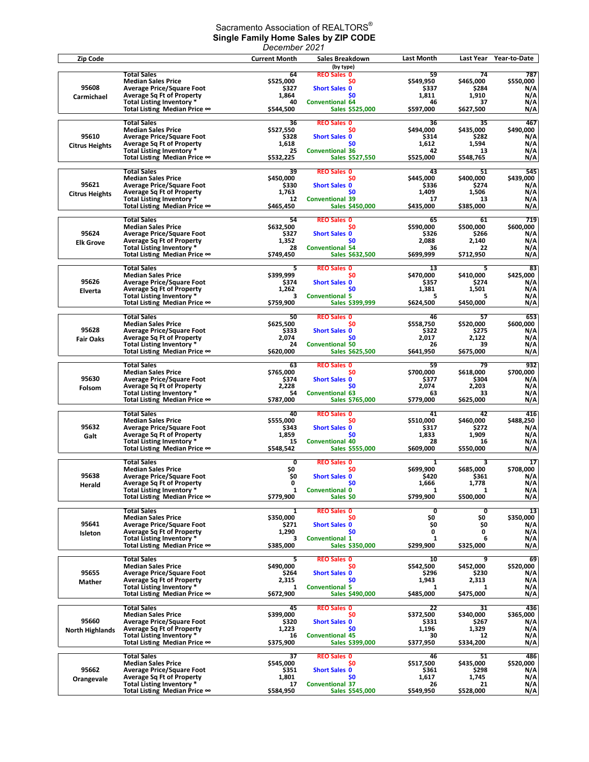Sacramento Association of REALTORS®

**Single Family Home Sales by ZIP CODE**

*December 2021*

| Zip Code | | Current Month | Sales Breakdown (by type) | Last Month | Last Year | Year-to-Date |
|---|---|---|---|---|---|---|
| 95608 Carmichael | Total Sales | 64 | REO Sales 0 | 59 | 74 | 787 |
| | Median Sales Price | $525,000 | $0 | $549,950 | $465,000 | $550,000 |
| | Average Price/Square Foot | $327 | Short Sales 0 | $337 | $284 | N/A |
| | Average Sq Ft of Property | 1,864 | $0 | 1,811 | 1,910 | N/A |
| | Total Listing Inventory * | 40 | Conventional 64 | 46 | 37 | N/A |
| | Total Listing Median Price ∞ | $544,500 | Sales $525,000 | $597,000 | $627,500 | N/A |
| 95610 Citrus Heights | Total Sales | 36 | REO Sales 0 | 36 | 35 | 467 |
| | Median Sales Price | $527,550 | $0 | $494,000 | $435,000 | $490,000 |
| | Average Price/Square Foot | $328 | Short Sales 0 | $314 | $282 | N/A |
| | Average Sq Ft of Property | 1,618 | $0 | 1,612 | 1,594 | N/A |
| | Total Listing Inventory * | 25 | Conventional 36 | 42 | 13 | N/A |
| | Total Listing Median Price ∞ | $532,225 | Sales $527,550 | $525,000 | $548,765 | N/A |
| 95621 Citrus Heights | Total Sales | 39 | REO Sales 0 | 43 | 51 | 545 |
| | Median Sales Price | $450,000 | $0 | $445,000 | $400,000 | $439,000 |
| | Average Price/Square Foot | $330 | Short Sales 0 | $336 | $274 | N/A |
| | Average Sq Ft of Property | 1,763 | $0 | 1,409 | 1,506 | N/A |
| | Total Listing Inventory * | 12 | Conventional 39 | 17 | 13 | N/A |
| | Total Listing Median Price ∞ | $465,450 | Sales $450,000 | $435,000 | $385,000 | N/A |
| 95624 Elk Grove | Total Sales | 54 | REO Sales 0 | 65 | 61 | 719 |
| | Median Sales Price | $632,500 | $0 | $590,000 | $500,000 | $600,000 |
| | Average Price/Square Foot | $327 | Short Sales 0 | $326 | $266 | N/A |
| | Average Sq Ft of Property | 1,352 | $0 | 2,088 | 2,140 | N/A |
| | Total Listing Inventory * | 28 | Conventional 54 | 36 | 22 | N/A |
| | Total Listing Median Price ∞ | $749,450 | Sales $632,500 | $699,999 | $712,950 | N/A |
| 95626 Elverta | Total Sales | 5 | REO Sales 0 | 13 | 5 | 83 |
| | Median Sales Price | $399,999 | $0 | $470,000 | $410,000 | $425,000 |
| | Average Price/Square Foot | $374 | Short Sales 0 | $357 | $274 | N/A |
| | Average Sq Ft of Property | 1,262 | $0 | 1,381 | 1,501 | N/A |
| | Total Listing Inventory * | 3 | Conventional 5 | 5 | 5 | N/A |
| | Total Listing Median Price ∞ | $759,900 | Sales $399,999 | $624,500 | $450,000 | N/A |
| 95628 Fair Oaks | Total Sales | 50 | REO Sales 0 | 46 | 57 | 653 |
| | Median Sales Price | $625,500 | $0 | $558,750 | $520,000 | $600,000 |
| | Average Price/Square Foot | $333 | Short Sales 0 | $322 | $275 | N/A |
| | Average Sq Ft of Property | 2,074 | $0 | 2,017 | 2,122 | N/A |
| | Total Listing Inventory * | 24 | Conventional 50 | 26 | 39 | N/A |
| | Total Listing Median Price ∞ | $620,000 | Sales $625,500 | $641,950 | $675,000 | N/A |
| 95630 Folsom | Total Sales | 63 | REO Sales 0 | 59 | 79 | 932 |
| | Median Sales Price | $765,000 | $0 | $700,000 | $618,000 | $700,000 |
| | Average Price/Square Foot | $374 | Short Sales 0 | $377 | $304 | N/A |
| | Average Sq Ft of Property | 2,228 | $0 | 2,074 | 2,203 | N/A |
| | Total Listing Inventory * | 54 | Conventional 63 | 63 | 33 | N/A |
| | Total Listing Median Price ∞ | $787,000 | Sales $765,000 | $779,000 | $625,000 | N/A |
| 95632 Galt | Total Sales | 40 | REO Sales 0 | 41 | 42 | 416 |
| | Median Sales Price | $555,000 | $0 | $510,000 | $460,000 | $488,250 |
| | Average Price/Square Foot | $343 | Short Sales 0 | $317 | $272 | N/A |
| | Average Sq Ft of Property | 1,859 | $0 | 1,833 | 1,909 | N/A |
| | Total Listing Inventory * | 15 | Conventional 40 | 28 | 16 | N/A |
| | Total Listing Median Price ∞ | $548,542 | Sales $555,000 | $609,000 | $550,000 | N/A |
| 95638 Herald | Total Sales | 0 | REO Sales 0 | 1 | 3 | 17 |
| | Median Sales Price | $0 | $0 | $699,900 | $685,000 | $708,000 |
| | Average Price/Square Foot | $0 | Short Sales 0 | $420 | $361 | N/A |
| | Average Sq Ft of Property | 0 | $0 | 1,666 | 1,778 | N/A |
| | Total Listing Inventory * | 1 | Conventional 0 | 1 | 1 | N/A |
| | Total Listing Median Price ∞ | $779,900 | Sales $0 | $799,900 | $500,000 | N/A |
| 95641 Isleton | Total Sales | 1 | REO Sales 0 | 0 | 0 | 13 |
| | Median Sales Price | $350,000 | $0 | $0 | $0 | $350,000 |
| | Average Price/Square Foot | $271 | Short Sales 0 | $0 | $0 | N/A |
| | Average Sq Ft of Property | 1,290 | $0 | 0 | 0 | N/A |
| | Total Listing Inventory * | 3 | Conventional 1 | 1 | 6 | N/A |
| | Total Listing Median Price ∞ | $385,000 | Sales $350,000 | $299,900 | $325,000 | N/A |
| 95655 Mather | Total Sales | 5 | REO Sales 0 | 10 | 9 | 69 |
| | Median Sales Price | $490,000 | $0 | $542,500 | $452,000 | $520,000 |
| | Average Price/Square Foot | $264 | Short Sales 0 | $296 | $230 | N/A |
| | Average Sq Ft of Property | 2,315 | $0 | 1,943 | 2,313 | N/A |
| | Total Listing Inventory * | 1 | Conventional 5 | 1 | 1 | N/A |
| | Total Listing Median Price ∞ | $672,900 | Sales $490,000 | $485,000 | $475,000 | N/A |
| 95660 North Highlands | Total Sales | 45 | REO Sales 0 | 22 | 31 | 436 |
| | Median Sales Price | $399,000 | $0 | $372,500 | $340,000 | $365,000 |
| | Average Price/Square Foot | $320 | Short Sales 0 | $331 | $267 | N/A |
| | Average Sq Ft of Property | 1,223 | $0 | 1,196 | 1,329 | N/A |
| | Total Listing Inventory * | 16 | Conventional 45 | 30 | 12 | N/A |
| | Total Listing Median Price ∞ | $375,900 | Sales $399,000 | $377,950 | $334,200 | N/A |
| 95662 Orangevale | Total Sales | 37 | REO Sales 0 | 46 | 51 | 486 |
| | Median Sales Price | $545,000 | $0 | $517,500 | $435,000 | $520,000 |
| | Average Price/Square Foot | $351 | Short Sales 0 | $361 | $298 | N/A |
| | Average Sq Ft of Property | 1,801 | $0 | 1,617 | 1,745 | N/A |
| | Total Listing Inventory * | 17 | Conventional 37 | 26 | 21 | N/A |
| | Total Listing Median Price ∞ | $584,950 | Sales $545,000 | $549,950 | $528,000 | N/A |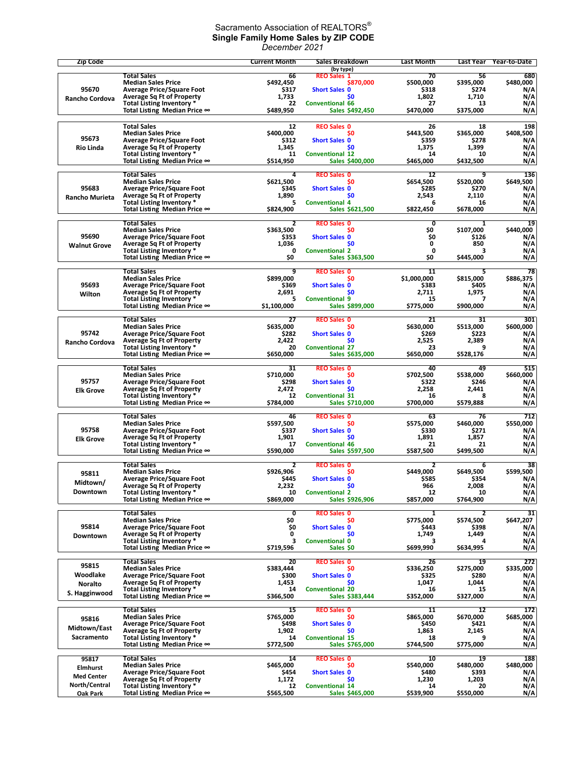Sacramento Association of REALTORS®

**Single Family Home Sales by ZIP CODE**

*December 2021*

| Zip Code | | Current Month | Sales Breakdown (by type) | Last Month | Last Year | Year-to-Date |
|---|---|---|---|---|---|---|
| 95670 Rancho Cordova | Total Sales | 66 | REO Sales 1 | 70 | 56 | 680 |
| | Median Sales Price | $492,450 | $870,000 | $500,000 | $395,000 | $480,000 |
| | Average Price/Square Foot | $317 | Short Sales 0 | $318 | $274 | N/A |
| | Average Sq Ft of Property | 1,733 | $0 | 1,802 | 1,710 | N/A |
| | Total Listing Inventory * | 22 | Conventional 66 | 27 | 13 | N/A |
| | Total Listing Median Price ∞ | $489,950 | Sales $492,450 | $470,000 | $375,000 | N/A |
| 95673 Rio Linda | Total Sales | 12 | REO Sales 0 | 26 | 18 | 198 |
| | Median Sales Price | $400,000 | $0 | $443,500 | $365,000 | $408,500 |
| | Average Price/Square Foot | $312 | Short Sales 0 | $359 | $278 | N/A |
| | Average Sq Ft of Property | 1,345 | $0 | 1,375 | 1,399 | N/A |
| | Total Listing Inventory * | 11 | Conventional 12 | 14 | 10 | N/A |
| | Total Listing Median Price ∞ | $514,950 | Sales $400,000 | $465,000 | $432,500 | N/A |
| 95683 Rancho Murieta | Total Sales | 4 | REO Sales 0 | 12 | 9 | 136 |
| | Median Sales Price | $621,500 | $0 | $654,500 | $520,000 | $649,500 |
| | Average Price/Square Foot | $345 | Short Sales 0 | $285 | $270 | N/A |
| | Average Sq Ft of Property | 1,890 | $0 | 2,543 | 2,110 | N/A |
| | Total Listing Inventory * | 5 | Conventional 4 | 6 | 16 | N/A |
| | Total Listing Median Price ∞ | $824,900 | Sales $621,500 | $822,450 | $678,000 | N/A |
| 95690 Walnut Grove | Total Sales | 2 | REO Sales 0 | 0 | 1 | 19 |
| | Median Sales Price | $363,500 | $0 | $0 | $107,000 | $440,000 |
| | Average Price/Square Foot | $353 | Short Sales 0 | $0 | $126 | N/A |
| | Average Sq Ft of Property | 1,036 | $0 | 0 | 850 | N/A |
| | Total Listing Inventory * | 0 | Conventional 2 | 0 | 3 | N/A |
| | Total Listing Median Price ∞ | $0 | Sales $363,500 | $0 | $445,000 | N/A |
| 95693 Wilton | Total Sales | 9 | REO Sales 0 | 11 | 5 | 78 |
| | Median Sales Price | $899,000 | $0 | $1,000,000 | $815,000 | $886,375 |
| | Average Price/Square Foot | $369 | Short Sales 0 | $383 | $405 | N/A |
| | Average Sq Ft of Property | 2,691 | $0 | 2,711 | 1,975 | N/A |
| | Total Listing Inventory * | 5 | Conventional 9 | 15 | 7 | N/A |
| | Total Listing Median Price ∞ | $1,100,000 | Sales $899,000 | $775,000 | $900,000 | N/A |
| 95742 Rancho Cordova | Total Sales | 27 | REO Sales 0 | 21 | 31 | 301 |
| | Median Sales Price | $635,000 | $0 | $630,000 | $513,000 | $600,000 |
| | Average Price/Square Foot | $282 | Short Sales 0 | $269 | $223 | N/A |
| | Average Sq Ft of Property | 2,422 | $0 | 2,525 | 2,389 | N/A |
| | Total Listing Inventory * | 20 | Conventional 27 | 23 | 9 | N/A |
| | Total Listing Median Price ∞ | $650,000 | Sales $635,000 | $650,000 | $528,176 | N/A |
| 95757 Elk Grove | Total Sales | 31 | REO Sales 0 | 40 | 49 | 515 |
| | Median Sales Price | $710,000 | $0 | $702,500 | $538,000 | $660,000 |
| | Average Price/Square Foot | $298 | Short Sales 0 | $322 | $246 | N/A |
| | Average Sq Ft of Property | 2,472 | $0 | 2,258 | 2,441 | N/A |
| | Total Listing Inventory * | 12 | Conventional 31 | 16 | 8 | N/A |
| | Total Listing Median Price ∞ | $784,000 | Sales $710,000 | $700,000 | $579,888 | N/A |
| 95758 Elk Grove | Total Sales | 46 | REO Sales 0 | 63 | 76 | 712 |
| | Median Sales Price | $597,500 | $0 | $575,000 | $460,000 | $550,000 |
| | Average Price/Square Foot | $337 | Short Sales 0 | $330 | $271 | N/A |
| | Average Sq Ft of Property | 1,901 | $0 | 1,891 | 1,857 | N/A |
| | Total Listing Inventory * | 17 | Conventional 46 | 21 | 21 | N/A |
| | Total Listing Median Price ∞ | $590,000 | Sales $597,500 | $587,500 | $499,500 | N/A |
| 95811 Midtown/ Downtown | Total Sales | 2 | REO Sales 0 | 2 | 6 | 38 |
| | Median Sales Price | $926,906 | $0 | $449,000 | $649,500 | $599,500 |
| | Average Price/Square Foot | $445 | Short Sales 0 | $585 | $354 | N/A |
| | Average Sq Ft of Property | 2,232 | $0 | 966 | 2,008 | N/A |
| | Total Listing Inventory * | 10 | Conventional 2 | 12 | 10 | N/A |
| | Total Listing Median Price ∞ | $869,000 | Sales $926,906 | $857,000 | $764,900 | N/A |
| 95814 Downtown | Total Sales | 0 | REO Sales 0 | 1 | 2 | 31 |
| | Median Sales Price | $0 | $0 | $775,000 | $574,500 | $647,207 |
| | Average Price/Square Foot | $0 | Short Sales 0 | $443 | $398 | N/A |
| | Average Sq Ft of Property | 0 | $0 | 1,749 | 1,449 | N/A |
| | Total Listing Inventory * | 3 | Conventional 0 | 3 | 4 | N/A |
| | Total Listing Median Price ∞ | $719,596 | Sales $0 | $699,990 | $634,995 | N/A |
| 95815 Woodlake Noralto S. Hagginwood | Total Sales | 20 | REO Sales 0 | 26 | 19 | 272 |
| | Median Sales Price | $383,444 | $0 | $336,250 | $275,000 | $335,000 |
| | Average Price/Square Foot | $300 | Short Sales 0 | $325 | $280 | N/A |
| | Average Sq Ft of Property | 1,453 | $0 | 1,047 | 1,044 | N/A |
| | Total Listing Inventory * | 14 | Conventional 20 | 16 | 15 | N/A |
| | Total Listing Median Price ∞ | $366,500 | Sales $383,444 | $352,000 | $327,000 | N/A |
| 95816 Midtown/East Sacramento | Total Sales | 15 | REO Sales 0 | 11 | 12 | 172 |
| | Median Sales Price | $765,000 | $0 | $865,000 | $670,000 | $685,000 |
| | Average Price/Square Foot | $498 | Short Sales 0 | $450 | $421 | N/A |
| | Average Sq Ft of Property | 1,902 | $0 | 1,863 | 2,145 | N/A |
| | Total Listing Inventory * | 14 | Conventional 15 | 18 | 9 | N/A |
| | Total Listing Median Price ∞ | $772,500 | Sales $765,000 | $744,500 | $775,000 | N/A |
| 95817 Elmhurst Med Center North/Central Oak Park | Total Sales | 14 | REO Sales 0 | 10 | 19 | 188 |
| | Median Sales Price | $465,000 | $0 | $540,000 | $480,000 | $480,000 |
| | Average Price/Square Foot | $454 | Short Sales 0 | $480 | $393 | N/A |
| | Average Sq Ft of Property | 1,172 | $0 | 1,230 | 1,203 | N/A |
| | Total Listing Inventory * | 12 | Conventional 14 | 14 | 20 | N/A |
| | Total Listing Median Price ∞ | $565,500 | Sales $465,000 | $539,900 | $550,000 | N/A |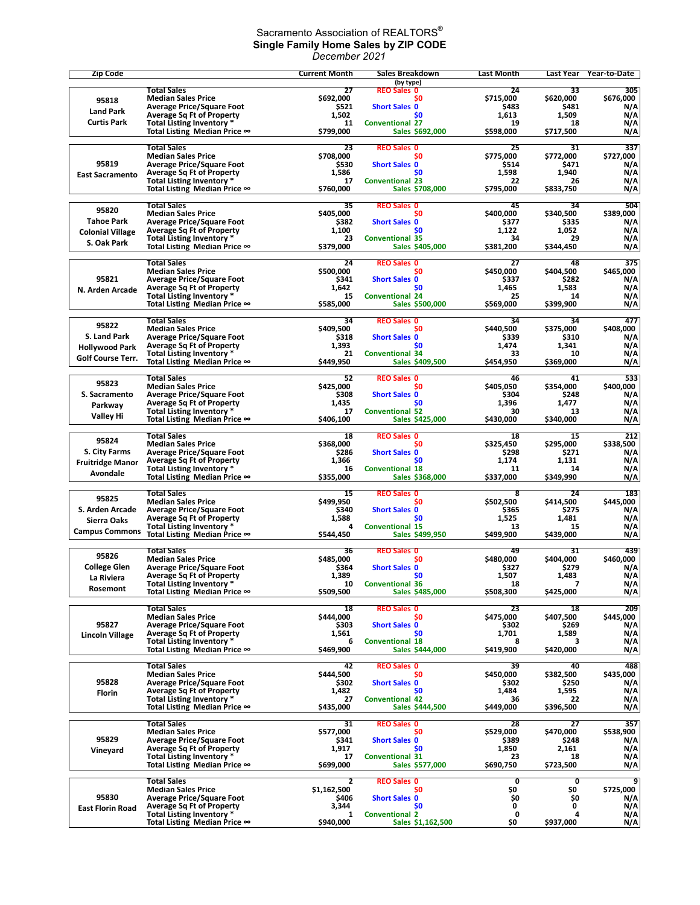Sacramento Association of REALTORS®

**Single Family Home Sales by ZIP CODE**

*December 2021*

| Zip Code | | Current Month | Sales Breakdown (by type) | Last Month | Last Year | Year-to-Date |
|---|---|---|---|---|---|---|
| 95818 Land Park Curtis Park | Total Sales | 27 | REO Sales 0 | 24 | 33 | 305 |
| | Median Sales Price | $692,000 | $0 | $715,000 | $620,000 | $676,000 |
| | Average Price/Square Foot | $521 | Short Sales 0 | $483 | $481 | N/A |
| | Average Sq Ft of Property | 1,502 | $0 | 1,613 | 1,509 | N/A |
| | Total Listing Inventory * | 11 | Conventional 27 | 19 | 18 | N/A |
| | Total Listing Median Price ∞ | $799,000 | Sales $692,000 | $598,000 | $717,500 | N/A |
| 95819 East Sacramento | Total Sales | 23 | REO Sales 0 | 25 | 31 | 337 |
| | Median Sales Price | $708,000 | $0 | $775,000 | $772,000 | $727,000 |
| | Average Price/Square Foot | $530 | Short Sales 0 | $514 | $471 | N/A |
| | Average Sq Ft of Property | 1,586 | $0 | 1,598 | 1,940 | N/A |
| | Total Listing Inventory * | 17 | Conventional 23 | 22 | 26 | N/A |
| | Total Listing Median Price ∞ | $760,000 | Sales $708,000 | $795,000 | $833,750 | N/A |
| 95820 Tahoe Park Colonial Village S. Oak Park | Total Sales | 35 | REO Sales 0 | 45 | 34 | 504 |
| | Median Sales Price | $405,000 | $0 | $400,000 | $340,500 | $389,000 |
| | Average Price/Square Foot | $382 | Short Sales 0 | $377 | $335 | N/A |
| | Average Sq Ft of Property | 1,100 | $0 | 1,122 | 1,052 | N/A |
| | Total Listing Inventory * | 23 | Conventional 35 | 34 | 29 | N/A |
| | Total Listing Median Price ∞ | $379,000 | Sales $405,000 | $381,200 | $344,450 | N/A |
| 95821 N. Arden Arcade | Total Sales | 24 | REO Sales 0 | 27 | 48 | 375 |
| | Median Sales Price | $500,000 | $0 | $450,000 | $404,500 | $465,000 |
| | Average Price/Square Foot | $341 | Short Sales 0 | $337 | $282 | N/A |
| | Average Sq Ft of Property | 1,642 | $0 | 1,465 | 1,583 | N/A |
| | Total Listing Inventory * | 15 | Conventional 24 | 25 | 14 | N/A |
| | Total Listing Median Price ∞ | $585,000 | Sales $500,000 | $569,000 | $399,900 | N/A |
| 95822 S. Land Park Hollywood Park Golf Course Terr. | Total Sales | 34 | REO Sales 0 | 34 | 34 | 477 |
| | Median Sales Price | $409,500 | $0 | $440,500 | $375,000 | $408,000 |
| | Average Price/Square Foot | $318 | Short Sales 0 | $339 | $310 | N/A |
| | Average Sq Ft of Property | 1,393 | $0 | 1,474 | 1,341 | N/A |
| | Total Listing Inventory * | 21 | Conventional 34 | 33 | 10 | N/A |
| | Total Listing Median Price ∞ | $449,950 | Sales $409,500 | $454,950 | $369,000 | N/A |
| 95823 S. Sacramento Parkway Valley Hi | Total Sales | 52 | REO Sales 0 | 46 | 41 | 533 |
| | Median Sales Price | $425,000 | $0 | $405,050 | $354,000 | $400,000 |
| | Average Price/Square Foot | $308 | Short Sales 0 | $304 | $248 | N/A |
| | Average Sq Ft of Property | 1,435 | $0 | 1,396 | 1,477 | N/A |
| | Total Listing Inventory * | 17 | Conventional 52 | 30 | 13 | N/A |
| | Total Listing Median Price ∞ | $406,100 | Sales $425,000 | $430,000 | $340,000 | N/A |
| 95824 S. City Farms Fruitridge Manor Avondale | Total Sales | 18 | REO Sales 0 | 18 | 15 | 212 |
| | Median Sales Price | $368,000 | $0 | $325,450 | $295,000 | $338,500 |
| | Average Price/Square Foot | $286 | Short Sales 0 | $298 | $271 | N/A |
| | Average Sq Ft of Property | 1,366 | $0 | 1,174 | 1,131 | N/A |
| | Total Listing Inventory * | 16 | Conventional 18 | 11 | 14 | N/A |
| | Total Listing Median Price ∞ | $355,000 | Sales $368,000 | $337,000 | $349,990 | N/A |
| 95825 S. Arden Arcade Sierra Oaks Campus Commons | Total Sales | 15 | REO Sales 0 | 8 | 24 | 183 |
| | Median Sales Price | $499,950 | $0 | $502,500 | $414,500 | $445,000 |
| | Average Price/Square Foot | $340 | Short Sales 0 | $365 | $275 | N/A |
| | Average Sq Ft of Property | 1,588 | $0 | 1,525 | 1,481 | N/A |
| | Total Listing Inventory * | 4 | Conventional 15 | 13 | 15 | N/A |
| | Total Listing Median Price ∞ | $544,450 | Sales $499,950 | $499,900 | $439,000 | N/A |
| 95826 College Glen La Riviera Rosemont | Total Sales | 36 | REO Sales 0 | 49 | 31 | 439 |
| | Median Sales Price | $485,000 | $0 | $480,000 | $404,000 | $460,000 |
| | Average Price/Square Foot | $364 | Short Sales 0 | $327 | $279 | N/A |
| | Average Sq Ft of Property | 1,389 | $0 | 1,507 | 1,483 | N/A |
| | Total Listing Inventory * | 10 | Conventional 36 | 18 | 7 | N/A |
| | Total Listing Median Price ∞ | $509,500 | Sales $485,000 | $508,300 | $425,000 | N/A |
| 95827 Lincoln Village | Total Sales | 18 | REO Sales 0 | 23 | 18 | 209 |
| | Median Sales Price | $444,000 | $0 | $475,000 | $407,500 | $445,000 |
| | Average Price/Square Foot | $303 | Short Sales 0 | $302 | $269 | N/A |
| | Average Sq Ft of Property | 1,561 | $0 | 1,701 | 1,589 | N/A |
| | Total Listing Inventory * | 6 | Conventional 18 | 8 | 3 | N/A |
| | Total Listing Median Price ∞ | $469,900 | Sales $444,000 | $419,900 | $420,000 | N/A |
| 95828 Florin | Total Sales | 42 | REO Sales 0 | 39 | 40 | 488 |
| | Median Sales Price | $444,500 | $0 | $450,000 | $382,500 | $435,000 |
| | Average Price/Square Foot | $302 | Short Sales 0 | $302 | $250 | N/A |
| | Average Sq Ft of Property | 1,482 | $0 | 1,484 | 1,595 | N/A |
| | Total Listing Inventory * | 27 | Conventional 42 | 36 | 22 | N/A |
| | Total Listing Median Price ∞ | $435,000 | Sales $444,500 | $449,000 | $396,500 | N/A |
| 95829 Vineyard | Total Sales | 31 | REO Sales 0 | 28 | 27 | 357 |
| | Median Sales Price | $577,000 | $0 | $529,000 | $470,000 | $538,900 |
| | Average Price/Square Foot | $341 | Short Sales 0 | $389 | $248 | N/A |
| | Average Sq Ft of Property | 1,917 | $0 | 1,850 | 2,161 | N/A |
| | Total Listing Inventory * | 17 | Conventional 31 | 23 | 18 | N/A |
| | Total Listing Median Price ∞ | $699,000 | Sales $577,000 | $690,750 | $723,500 | N/A |
| 95830 East Florin Road | Total Sales | 2 | REO Sales 0 | 0 | 0 | 9 |
| | Median Sales Price | $1,162,500 | $0 | $0 | $0 | $725,000 |
| | Average Price/Square Foot | $406 | Short Sales 0 | $0 | $0 | N/A |
| | Average Sq Ft of Property | 3,344 | $0 | 0 | 0 | N/A |
| | Total Listing Inventory * | 1 | Conventional 2 | 0 | 4 | N/A |
| | Total Listing Median Price ∞ | $940,000 | Sales $1,162,500 | $0 | $937,000 | N/A |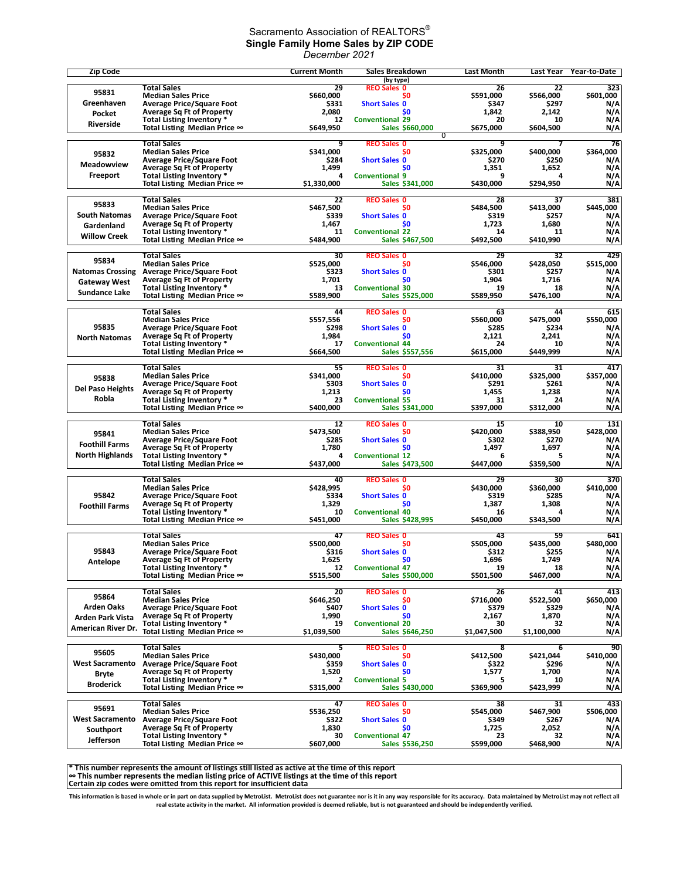Sacramento Association of REALTORS®

# Single Family Home Sales by ZIP CODE

*December 2021*

| Zip Code | | Current Month | Sales Breakdown (by type) | Last Month | Last Year | Year-to-Date |
|---|---|---|---|---|---|---|
| 95831 | Total Sales | 29 | REO Sales 0 | 26 | 22 | 323 |
| Greenhaven | Median Sales Price | $660,000 | $0 | $591,000 | $566,000 | $601,000 |
| Pocket | Average Price/Square Foot | $331 | Short Sales 0 | $347 | $297 | N/A |
| Riverside | Average Sq Ft of Property | 2,080 | $0 | 1,842 | 2,142 | N/A |
| | Total Listing Inventory * | 12 | Conventional 29 | 20 | 10 | N/A |
| | Total Listing Median Price ∞ | $649,950 | Sales $660,000 | $675,000 | $604,500 | N/A |
| 95832 | Total Sales | 9 | REO Sales 0 | 9 | 7 | 76 |
| Meadowview | Median Sales Price | $341,000 | $0 | $325,000 | $400,000 | $364,000 |
| Freeport | Average Price/Square Foot | $284 | Short Sales 0 | $270 | $250 | N/A |
| | Average Sq Ft of Property | 1,499 | $0 | 1,351 | 1,652 | N/A |
| | Total Listing Inventory * | 4 | Conventional 9 | 9 | 4 | N/A |
| | Total Listing Median Price ∞ | $1,330,000 | Sales $341,000 | $430,000 | $294,950 | N/A |
| 95833 | Total Sales | 22 | REO Sales 0 | 28 | 37 | 381 |
| South Natomas | Median Sales Price | $467,500 | $0 | $484,500 | $413,000 | $445,000 |
| Gardenland | Average Price/Square Foot | $339 | Short Sales 0 | $319 | $257 | N/A |
| Willow Creek | Average Sq Ft of Property | 1,467 | $0 | 1,723 | 1,680 | N/A |
| | Total Listing Inventory * | 11 | Conventional 22 | 14 | 11 | N/A |
| | Total Listing Median Price ∞ | $484,900 | Sales $467,500 | $492,500 | $410,990 | N/A |
| 95834 | Total Sales | 30 | REO Sales 0 | 29 | 32 | 429 |
| Natomas Crossing | Median Sales Price | $525,000 | $0 | $546,000 | $428,050 | $515,000 |
| Gateway West | Average Price/Square Foot | $323 | Short Sales 0 | $301 | $257 | N/A |
| Sundance Lake | Average Sq Ft of Property | 1,701 | $0 | 1,904 | 1,716 | N/A |
| | Total Listing Inventory * | 13 | Conventional 30 | 19 | 18 | N/A |
| | Total Listing Median Price ∞ | $589,900 | Sales $525,000 | $589,950 | $476,100 | N/A |
| 95835 | Total Sales | 44 | REO Sales 0 | 63 | 44 | 615 |
| North Natomas | Median Sales Price | $557,556 | $0 | $560,000 | $475,000 | $550,000 |
| | Average Price/Square Foot | $298 | Short Sales 0 | $285 | $234 | N/A |
| | Average Sq Ft of Property | 1,984 | $0 | 2,121 | 2,241 | N/A |
| | Total Listing Inventory * | 17 | Conventional 44 | 24 | 10 | N/A |
| | Total Listing Median Price ∞ | $664,500 | Sales $557,556 | $615,000 | $449,999 | N/A |
| 95838 | Total Sales | 55 | REO Sales 0 | 31 | 31 | 417 |
| Del Paso Heights | Median Sales Price | $341,000 | $0 | $410,000 | $325,000 | $357,000 |
| Robla | Average Price/Square Foot | $303 | Short Sales 0 | $291 | $261 | N/A |
| | Average Sq Ft of Property | 1,213 | $0 | 1,455 | 1,238 | N/A |
| | Total Listing Inventory * | 23 | Conventional 55 | 31 | 24 | N/A |
| | Total Listing Median Price ∞ | $400,000 | Sales $341,000 | $397,000 | $312,000 | N/A |
| 95841 | Total Sales | 12 | REO Sales 0 | 15 | 10 | 131 |
| Foothill Farms | Median Sales Price | $473,500 | $0 | $420,000 | $388,950 | $428,000 |
| North Highlands | Average Price/Square Foot | $285 | Short Sales 0 | $302 | $270 | N/A |
| | Average Sq Ft of Property | 1,780 | $0 | 1,497 | 1,697 | N/A |
| | Total Listing Inventory * | 4 | Conventional 12 | 6 | 5 | N/A |
| | Total Listing Median Price ∞ | $437,000 | Sales $473,500 | $447,000 | $359,500 | N/A |
| 95842 | Total Sales | 40 | REO Sales 0 | 29 | 30 | 370 |
| Foothill Farms | Median Sales Price | $428,995 | $0 | $430,000 | $360,000 | $410,000 |
| | Average Price/Square Foot | $334 | Short Sales 0 | $319 | $285 | N/A |
| | Average Sq Ft of Property | 1,329 | $0 | 1,387 | 1,308 | N/A |
| | Total Listing Inventory * | 10 | Conventional 40 | 16 | 4 | N/A |
| | Total Listing Median Price ∞ | $451,000 | Sales $428,995 | $450,000 | $343,500 | N/A |
| 95843 | Total Sales | 47 | REO Sales 0 | 43 | 59 | 641 |
| Antelope | Median Sales Price | $500,000 | $0 | $505,000 | $435,000 | $480,000 |
| | Average Price/Square Foot | $316 | Short Sales 0 | $312 | $255 | N/A |
| | Average Sq Ft of Property | 1,625 | $0 | 1,696 | 1,749 | N/A |
| | Total Listing Inventory * | 12 | Conventional 47 | 19 | 18 | N/A |
| | Total Listing Median Price ∞ | $515,500 | Sales $500,000 | $501,500 | $467,000 | N/A |
| 95864 | Total Sales | 20 | REO Sales 0 | 26 | 41 | 413 |
| Arden Oaks | Median Sales Price | $646,250 | $0 | $716,000 | $522,500 | $650,000 |
| Arden Park Vista | Average Price/Square Foot | $407 | Short Sales 0 | $379 | $329 | N/A |
| American River Dr. | Average Sq Ft of Property | 1,990 | $0 | 2,167 | 1,870 | N/A |
| | Total Listing Inventory * | 19 | Conventional 20 | 30 | 32 | N/A |
| | Total Listing Median Price ∞ | $1,039,500 | Sales $646,250 | $1,047,500 | $1,100,000 | N/A |
| 95605 | Total Sales | 5 | REO Sales 0 | 8 | 6 | 90 |
| West Sacramento | Median Sales Price | $430,000 | $0 | $412,500 | $421,044 | $410,000 |
| Bryte | Average Price/Square Foot | $359 | Short Sales 0 | $322 | $296 | N/A |
| Broderick | Average Sq Ft of Property | 1,520 | $0 | 1,577 | 1,700 | N/A |
| | Total Listing Inventory * | 2 | Conventional 5 | 5 | 10 | N/A |
| | Total Listing Median Price ∞ | $315,000 | Sales $430,000 | $369,900 | $423,999 | N/A |
| 95691 | Total Sales | 47 | REO Sales 0 | 38 | 31 | 433 |
| West Sacramento | Median Sales Price | $536,250 | $0 | $545,000 | $467,900 | $506,000 |
| Southport | Average Price/Square Foot | $322 | Short Sales 0 | $349 | $267 | N/A |
| Jefferson | Average Sq Ft of Property | 1,830 | $0 | 1,725 | 2,052 | N/A |
| | Total Listing Inventory * | 30 | Conventional 47 | 23 | 32 | N/A |
| | Total Listing Median Price ∞ | $607,000 | Sales $536,250 | $599,000 | $468,900 | N/A |

\* This number represents the amount of listings still listed as active at the time of this report
∞ This number represents the median listing price of ACTIVE listings at the time of this report
Certain zip codes were omitted from this report for insufficient data

This information is based in whole or in part on data supplied by MetroList. MetroList does not guarantee nor is it in any way responsible for its accuracy. Data maintained by MetroList may not reflect all real estate activity in the market. All information provided is deemed reliable, but is not guaranteed and should be independently verified.